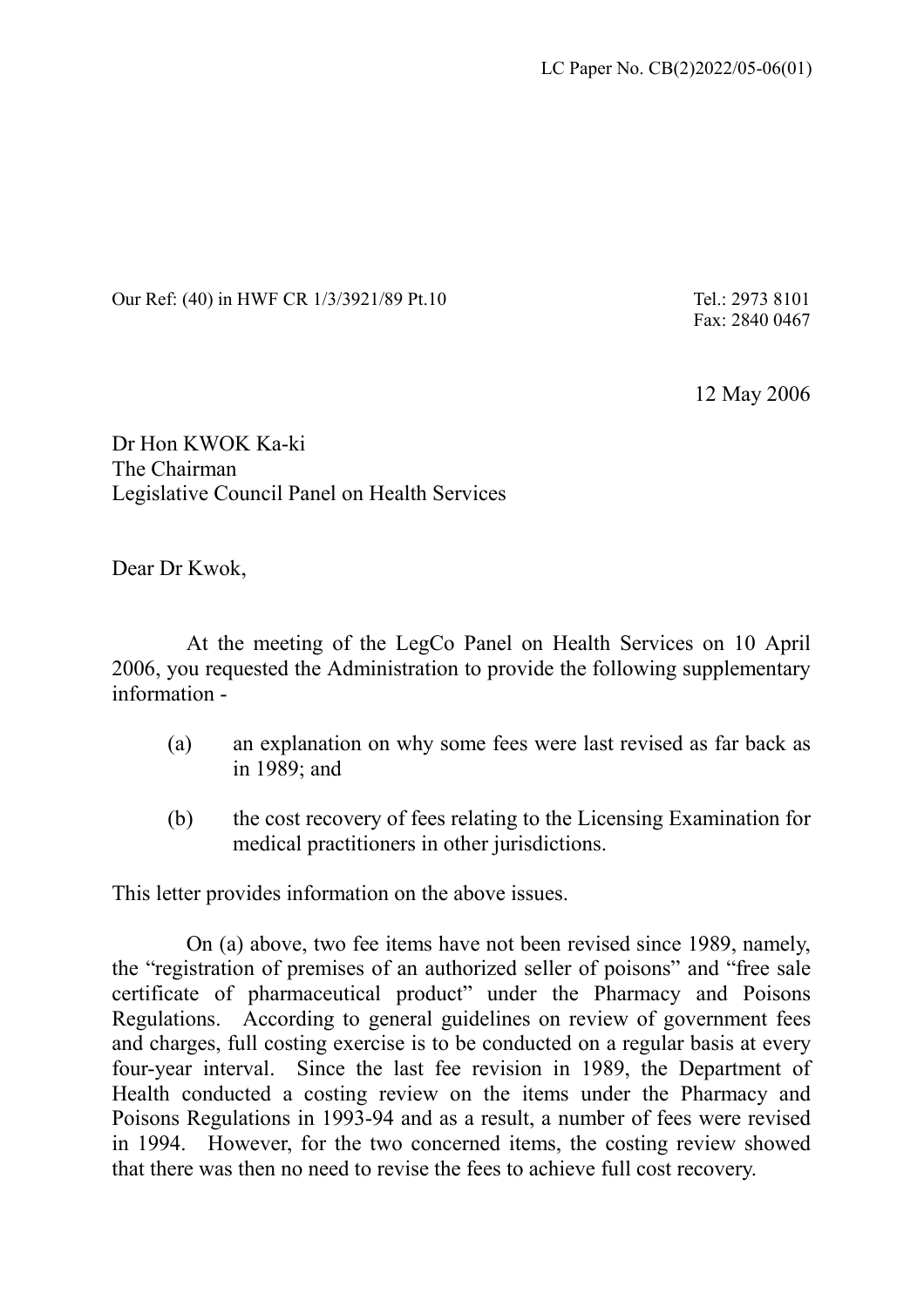LC Paper No. CB(2)2022/05-06(01)

Our Ref: (40) in HWF CR 1/3/3921/89 Pt.10

Tel.: 2973 8101
Fax: 2840 0467

12 May 2006

Dr Hon KWOK Ka-ki
The Chairman
Legislative Council Panel on Health Services

Dear Dr Kwok,

At the meeting of the LegCo Panel on Health Services on 10 April 2006, you requested the Administration to provide the following supplementary information -

(a) an explanation on why some fees were last revised as far back as in 1989; and

(b) the cost recovery of fees relating to the Licensing Examination for medical practitioners in other jurisdictions.

This letter provides information on the above issues.

On (a) above, two fee items have not been revised since 1989, namely, the "registration of premises of an authorized seller of poisons" and "free sale certificate of pharmaceutical product" under the Pharmacy and Poisons Regulations. According to general guidelines on review of government fees and charges, full costing exercise is to be conducted on a regular basis at every four-year interval. Since the last fee revision in 1989, the Department of Health conducted a costing review on the items under the Pharmacy and Poisons Regulations in 1993-94 and as a result, a number of fees were revised in 1994. However, for the two concerned items, the costing review showed that there was then no need to revise the fees to achieve full cost recovery.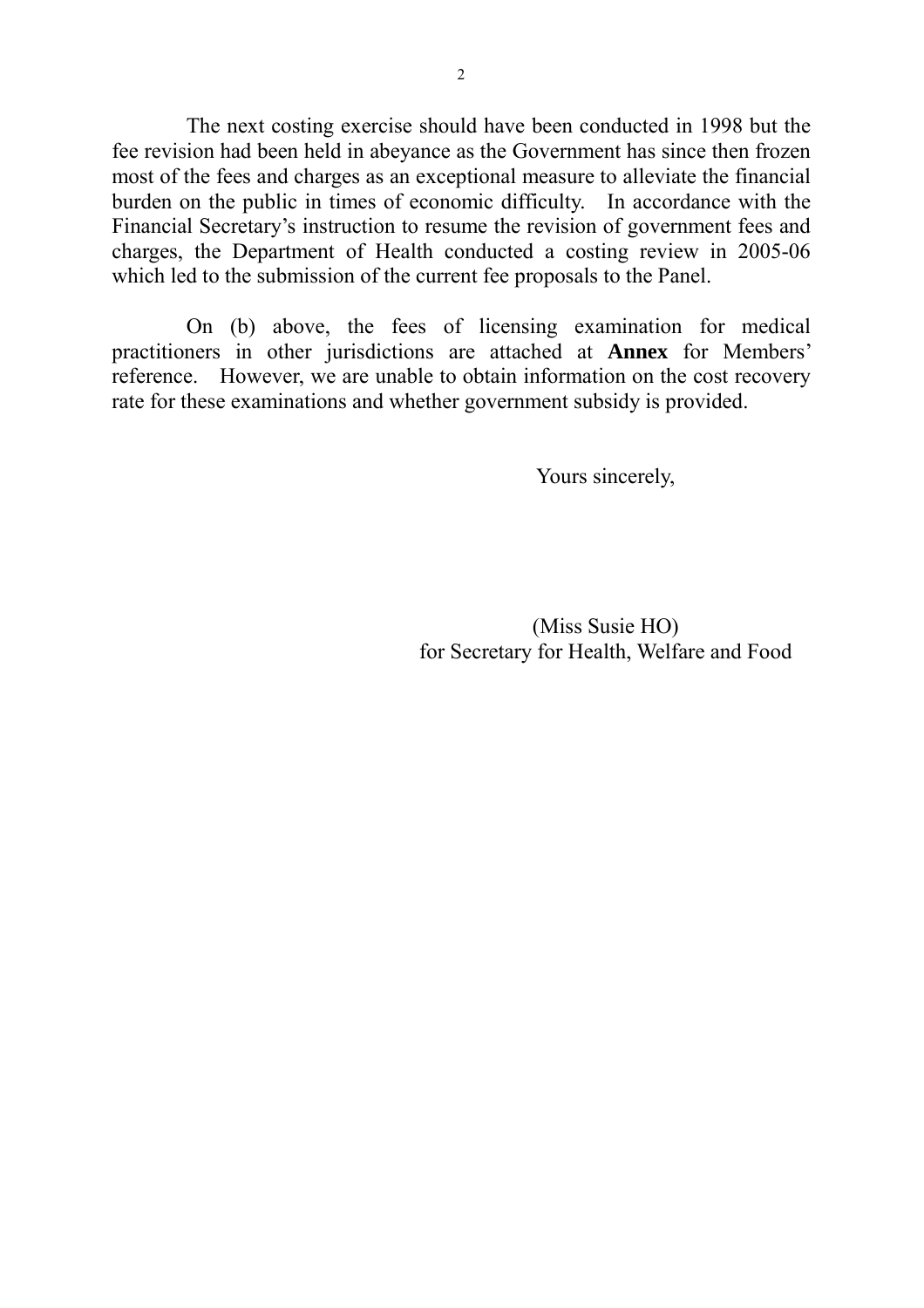The next costing exercise should have been conducted in 1998 but the fee revision had been held in abeyance as the Government has since then frozen most of the fees and charges as an exceptional measure to alleviate the financial burden on the public in times of economic difficulty. In accordance with the Financial Secretary's instruction to resume the revision of government fees and charges, the Department of Health conducted a costing review in 2005-06 which led to the submission of the current fee proposals to the Panel.

On (b) above, the fees of licensing examination for medical practitioners in other jurisdictions are attached at **Annex** for Members' reference. However, we are unable to obtain information on the cost recovery rate for these examinations and whether government subsidy is provided.

Yours sincerely,

(Miss Susie HO)
for Secretary for Health, Welfare and Food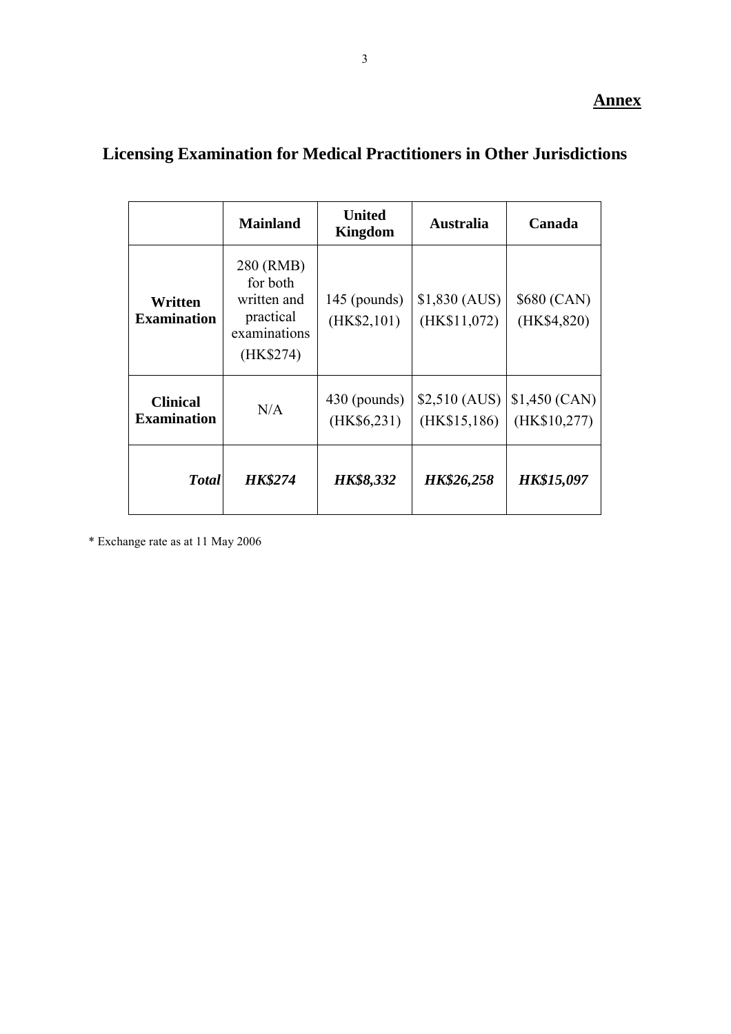**Annex**

# Licensing Examination for Medical Practitioners in Other Jurisdictions

| | Mainland | United Kingdom | Australia | Canada |
|---|---|---|---|---|
| **Written Examination** | 280 (RMB) for both written and practical examinations (HK$274) | 145 (pounds) (HK$2,101) | $1,830 (AUS) (HK$11,072) | $680 (CAN) (HK$4,820) |
| **Clinical Examination** | N/A | 430 (pounds) (HK$6,231) | $2,510 (AUS) (HK$15,186) | $1,450 (CAN) (HK$10,277) |
| ***Total*** | ***HK$274*** | ***HK$8,332*** | ***HK$26,258*** | ***HK$15,097*** |

* Exchange rate as at 11 May 2006